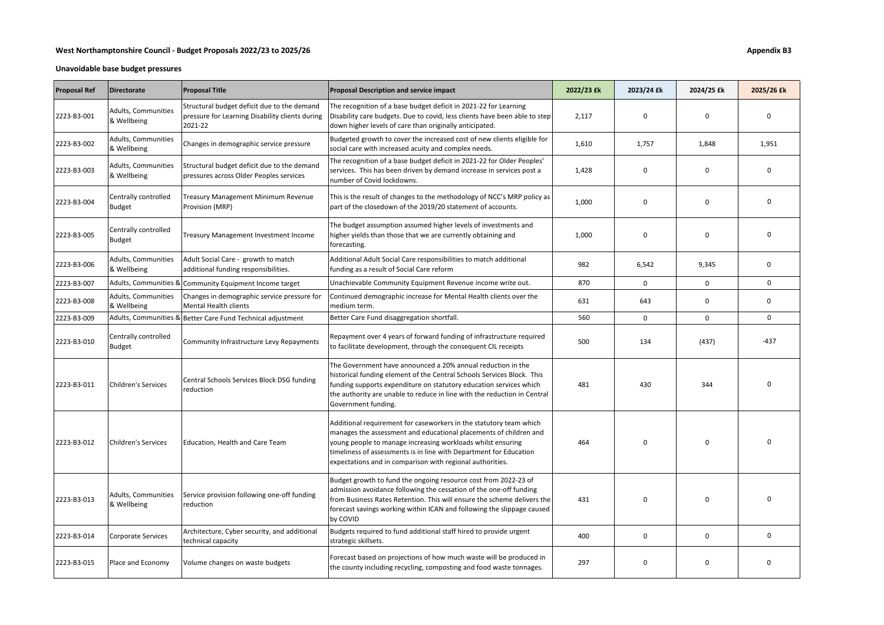**West Northamptonshire Council - Budget Proposals 2022/23 to 2025/26**

**Appendix B3**

**Unavoidable base budget pressures**

| Proposal Ref | Directorate | Proposal Title | Proposal Description and service impact | 2022/23 £k | 2023/24 £k | 2024/25 £k | 2025/26 £k |
|---|---|---|---|---|---|---|---|
| 2223-B3-001 | Adults, Communities & Wellbeing | Structural budget deficit due to the demand pressure for Learning Disability clients during 2021-22 | The recognition of a base budget deficit in 2021-22 for Learning Disability care budgets. Due to covid, less clients have been able to step down higher levels of care than originally anticipated. | 2,117 | 0 | 0 | 0 |
| 2223-B3-002 | Adults, Communities & Wellbeing | Changes in demographic service pressure | Budgeted growth to cover the increased cost of new clients eligible for social care with increased acuity and complex needs. | 1,610 | 1,757 | 1,848 | 1,951 |
| 2223-B3-003 | Adults, Communities & Wellbeing | Structural budget deficit due to the demand pressures across Older Peoples services | The recognition of a base budget deficit in 2021-22 for Older Peoples' services. This has been driven by demand increase in services post a number of Covid lockdowns. | 1,428 | 0 | 0 | 0 |
| 2223-B3-004 | Centrally controlled Budget | Treasury Management Minimum Revenue Provision (MRP) | This is the result of changes to the methodology of NCC's MRP policy as part of the closedown of the 2019/20 statement of accounts. | 1,000 | 0 | 0 | 0 |
| 2223-B3-005 | Centrally controlled Budget | Treasury Management Investment Income | The budget assumption assumed higher levels of investments and higher yields than those that we are currently obtaining and forecasting. | 1,000 | 0 | 0 | 0 |
| 2223-B3-006 | Adults, Communities & Wellbeing | Adult Social Care - growth to match additional funding responsibilities. | Additional Adult Social Care responsibilities to match additional funding as a result of Social Care reform | 982 | 6,542 | 9,345 | 0 |
| 2223-B3-007 | Adults, Communities & | Community Equipment Income target | Unachievable Community Equipment Revenue income write out. | 870 | 0 | 0 | 0 |
| 2223-B3-008 | Adults, Communities & Wellbeing | Changes in demographic service pressure for Mental Health clients | Continued demographic increase for Mental Health clients over the medium term. | 631 | 643 | 0 | 0 |
| 2223-B3-009 | Adults, Communities & | Better Care Fund Technical adjustment | Better Care Fund disaggregation shortfall. | 560 | 0 | 0 | 0 |
| 2223-B3-010 | Centrally controlled Budget | Community Infrastructure Levy Repayments | Repayment over 4 years of forward funding of infrastructure required to facilitate development, through the consequent CIL receipts | 500 | 134 | (437) | -437 |
| 2223-B3-011 | Children's Services | Central Schools Services Block DSG funding reduction | The Government have announced a 20% annual reduction in the historical funding element of the Central Schools Services Block. This funding supports expenditure on statutory education services which the authority are unable to reduce in line with the reduction in Central Government funding. | 481 | 430 | 344 | 0 |
| 2223-B3-012 | Children's Services | Education, Health and Care Team | Additional requirement for caseworkers in the statutory team which manages the assessment and educational placements of children and young people to manage increasing workloads whilst ensuring timeliness of assessments is in line with Department for Education expectations and in comparison with regional authorities. | 464 | 0 | 0 | 0 |
| 2223-B3-013 | Adults, Communities & Wellbeing | Service provision following one-off funding reduction | Budget growth to fund the ongoing resource cost from 2022-23 of admission avoidance following the cessation of the one-off funding from Business Rates Retention. This will ensure the scheme delivers the forecast savings working within ICAN and following the slippage caused by COVID | 431 | 0 | 0 | 0 |
| 2223-B3-014 | Corporate Services | Architecture, Cyber security, and additional technical capacity | Budgets required to fund additional staff hired to provide urgent strategic skillsets. | 400 | 0 | 0 | 0 |
| 2223-B3-015 | Place and Economy | Volume changes on waste budgets | Forecast based on projections of how much waste will be produced in the county including recycling, composting and food waste tonnages. | 297 | 0 | 0 | 0 |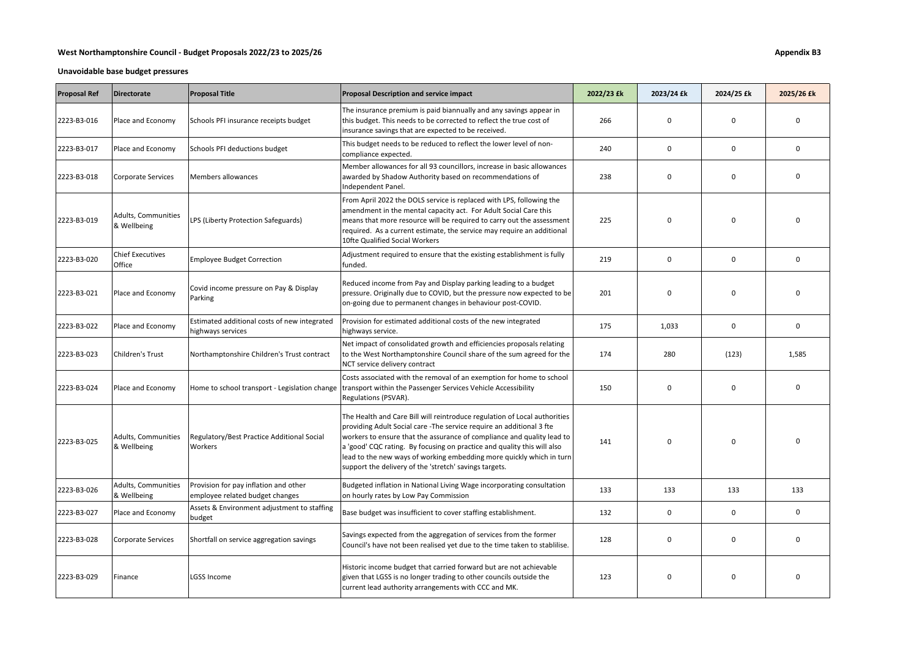**West Northamptonshire Council - Budget Proposals 2022/23 to 2025/26**

**Appendix B3**

**Unavoidable base budget pressures**

| Proposal Ref | Directorate | Proposal Title | Proposal Description and service impact | 2022/23 £k | 2023/24 £k | 2024/25 £k | 2025/26 £k |
|---|---|---|---|---|---|---|---|
| 2223-B3-016 | Place and Economy | Schools PFI insurance receipts budget | The insurance premium is paid biannually and any savings appear in this budget. This needs to be corrected to reflect the true cost of insurance savings that are expected to be received. | 266 | 0 | 0 | 0 |
| 2223-B3-017 | Place and Economy | Schools PFI deductions budget | This budget needs to be reduced to reflect the lower level of non-compliance expected. | 240 | 0 | 0 | 0 |
| 2223-B3-018 | Corporate Services | Members allowances | Member allowances for all 93 councillors, increase in basic allowances awarded by Shadow Authority based on recommendations of Independent Panel. | 238 | 0 | 0 | 0 |
| 2223-B3-019 | Adults, Communities & Wellbeing | LPS (Liberty Protection Safeguards) | From April 2022 the DOLS service is replaced with LPS, following the amendment in the mental capacity act. For Adult Social Care this means that more resource will be required to carry out the assessment required. As a current estimate, the service may require an additional 10fte Qualified Social Workers | 225 | 0 | 0 | 0 |
| 2223-B3-020 | Chief Executives Office | Employee Budget Correction | Adjustment required to ensure that the existing establishment is fully funded. | 219 | 0 | 0 | 0 |
| 2223-B3-021 | Place and Economy | Covid income pressure on Pay & Display Parking | Reduced income from Pay and Display parking leading to a budget pressure. Originally due to COVID, but the pressure now expected to be on-going due to permanent changes in behaviour post-COVID. | 201 | 0 | 0 | 0 |
| 2223-B3-022 | Place and Economy | Estimated additional costs of new integrated highways services | Provision for estimated additional costs of the new integrated highways service. | 175 | 1,033 | 0 | 0 |
| 2223-B3-023 | Children's Trust | Northamptonshire Children's Trust contract | Net impact of consolidated growth and efficiencies proposals relating to the West Northamptonshire Council share of the sum agreed for the NCT service delivery contract | 174 | 280 | (123) | 1,585 |
| 2223-B3-024 | Place and Economy | Home to school transport - Legislation change | Costs associated with the removal of an exemption for home to school transport within the Passenger Services Vehicle Accessibility Regulations (PSVAR). | 150 | 0 | 0 | 0 |
| 2223-B3-025 | Adults, Communities & Wellbeing | Regulatory/Best Practice Additional Social Workers | The Health and Care Bill will reintroduce regulation of Local authorities providing Adult Social care -The service require an additional 3 fte workers to ensure that the assurance of compliance and quality lead to a 'good' CQC rating. By focusing on practice and quality this will also lead to the new ways of working embedding more quickly which in turn support the delivery of the 'stretch' savings targets. | 141 | 0 | 0 | 0 |
| 2223-B3-026 | Adults, Communities & Wellbeing | Provision for pay inflation and other employee related budget changes | Budgeted inflation in National Living Wage incorporating consultation on hourly rates by Low Pay Commission | 133 | 133 | 133 | 133 |
| 2223-B3-027 | Place and Economy | Assets & Environment adjustment to staffing budget | Base budget was insufficient to cover staffing establishment. | 132 | 0 | 0 | 0 |
| 2223-B3-028 | Corporate Services | Shortfall on service aggregation savings | Savings expected from the aggregation of services from the former Council's have not been realised yet due to the time taken to stablilise. | 128 | 0 | 0 | 0 |
| 2223-B3-029 | Finance | LGSS Income | Historic income budget that carried forward but are not achievable given that LGSS is no longer trading to other councils outside the current lead authority arrangements with CCC and MK. | 123 | 0 | 0 | 0 |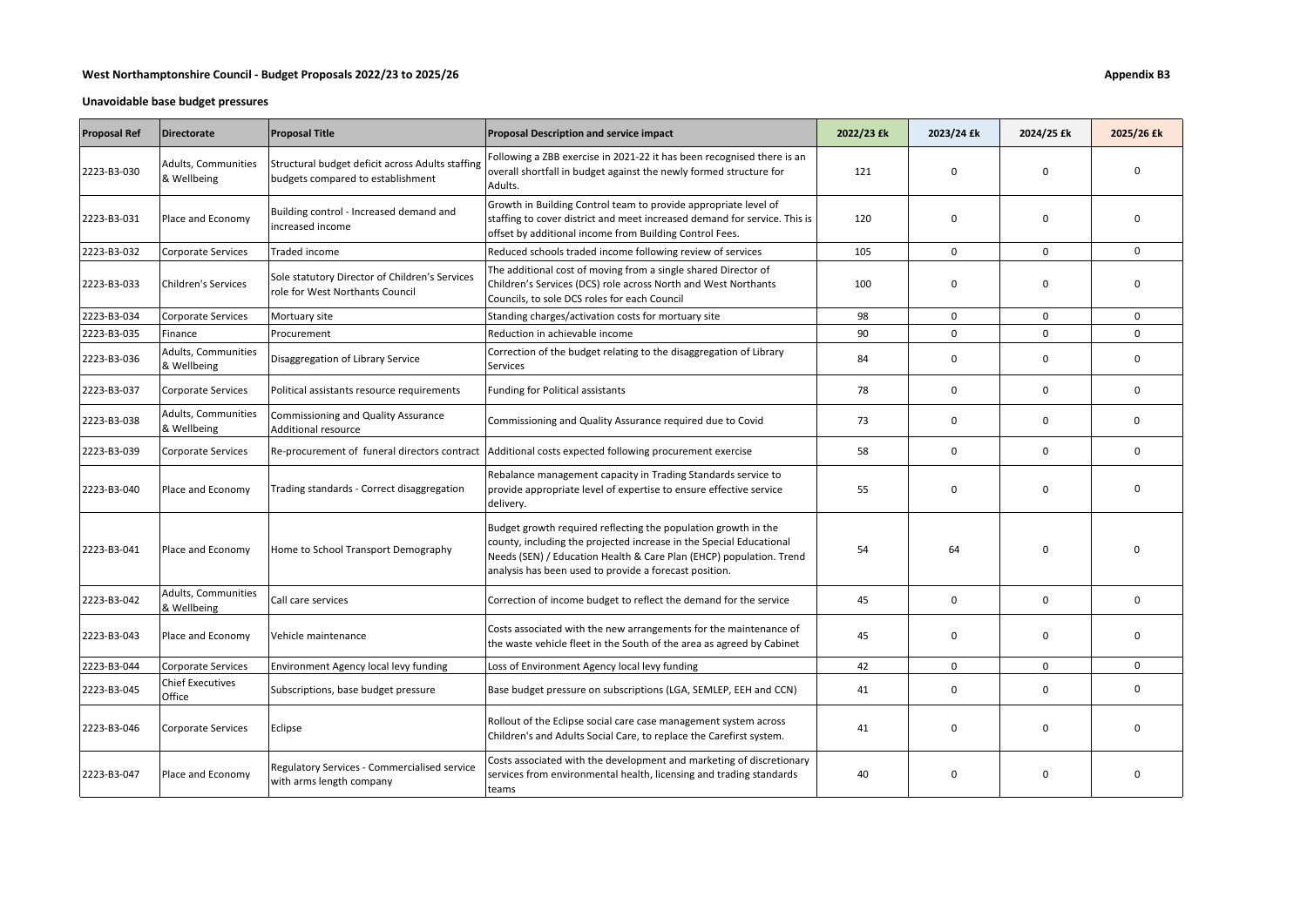**West Northamptonshire Council - Budget Proposals 2022/23 to 2025/26**

**Appendix B3**

**Unavoidable base budget pressures**

| Proposal Ref | Directorate | Proposal Title | Proposal Description and service impact | 2022/23 £k | 2023/24 £k | 2024/25 £k | 2025/26 £k |
|---|---|---|---|---|---|---|---|
| 2223-B3-030 | Adults, Communities & Wellbeing | Structural budget deficit across Adults staffing budgets compared to establishment | Following a ZBB exercise in 2021-22 it has been recognised there is an overall shortfall in budget against the newly formed structure for Adults. | 121 | 0 | 0 | 0 |
| 2223-B3-031 | Place and Economy | Building control - Increased demand and increased income | Growth in Building Control team to provide appropriate level of staffing to cover district and meet increased demand for service. This is offset by additional income from Building Control Fees. | 120 | 0 | 0 | 0 |
| 2223-B3-032 | Corporate Services | Traded income | Reduced schools traded income following review of services | 105 | 0 | 0 | 0 |
| 2223-B3-033 | Children's Services | Sole statutory Director of Children's Services role for West Northants Council | The additional cost of moving from a single shared Director of Children's Services (DCS) role across North and West Northants Councils, to sole DCS roles for each Council | 100 | 0 | 0 | 0 |
| 2223-B3-034 | Corporate Services | Mortuary site | Standing charges/activation costs for mortuary site | 98 | 0 | 0 | 0 |
| 2223-B3-035 | Finance | Procurement | Reduction in achievable income | 90 | 0 | 0 | 0 |
| 2223-B3-036 | Adults, Communities & Wellbeing | Disaggregation of Library Service | Correction of the budget relating to the disaggregation of Library Services | 84 | 0 | 0 | 0 |
| 2223-B3-037 | Corporate Services | Political assistants resource requirements | Funding for Political assistants | 78 | 0 | 0 | 0 |
| 2223-B3-038 | Adults, Communities & Wellbeing | Commissioning and Quality Assurance Additional resource | Commissioning and Quality Assurance required due to Covid | 73 | 0 | 0 | 0 |
| 2223-B3-039 | Corporate Services | Re-procurement of funeral directors contract | Additional costs expected following procurement exercise | 58 | 0 | 0 | 0 |
| 2223-B3-040 | Place and Economy | Trading standards - Correct disaggregation | Rebalance management capacity in Trading Standards service to provide appropriate level of expertise to ensure effective service delivery. | 55 | 0 | 0 | 0 |
| 2223-B3-041 | Place and Economy | Home to School Transport Demography | Budget growth required reflecting the population growth in the county, including the projected increase in the Special Educational Needs (SEN) / Education Health & Care Plan (EHCP) population. Trend analysis has been used to provide a forecast position. | 54 | 64 | 0 | 0 |
| 2223-B3-042 | Adults, Communities & Wellbeing | Call care services | Correction of income budget to reflect the demand for the service | 45 | 0 | 0 | 0 |
| 2223-B3-043 | Place and Economy | Vehicle maintenance | Costs associated with the new arrangements for the maintenance of the waste vehicle fleet in the South of the area as agreed by Cabinet | 45 | 0 | 0 | 0 |
| 2223-B3-044 | Corporate Services | Environment Agency local levy funding | Loss of Environment Agency local levy funding | 42 | 0 | 0 | 0 |
| 2223-B3-045 | Chief Executives Office | Subscriptions, base budget pressure | Base budget pressure on subscriptions (LGA, SEMLEP, EEH and CCN) | 41 | 0 | 0 | 0 |
| 2223-B3-046 | Corporate Services | Eclipse | Rollout of the Eclipse social care case management system across Children's and Adults Social Care, to replace the Carefirst system. | 41 | 0 | 0 | 0 |
| 2223-B3-047 | Place and Economy | Regulatory Services - Commercialised service with arms length company | Costs associated with the development and marketing of discretionary services from environmental health, licensing and trading standards teams | 40 | 0 | 0 | 0 |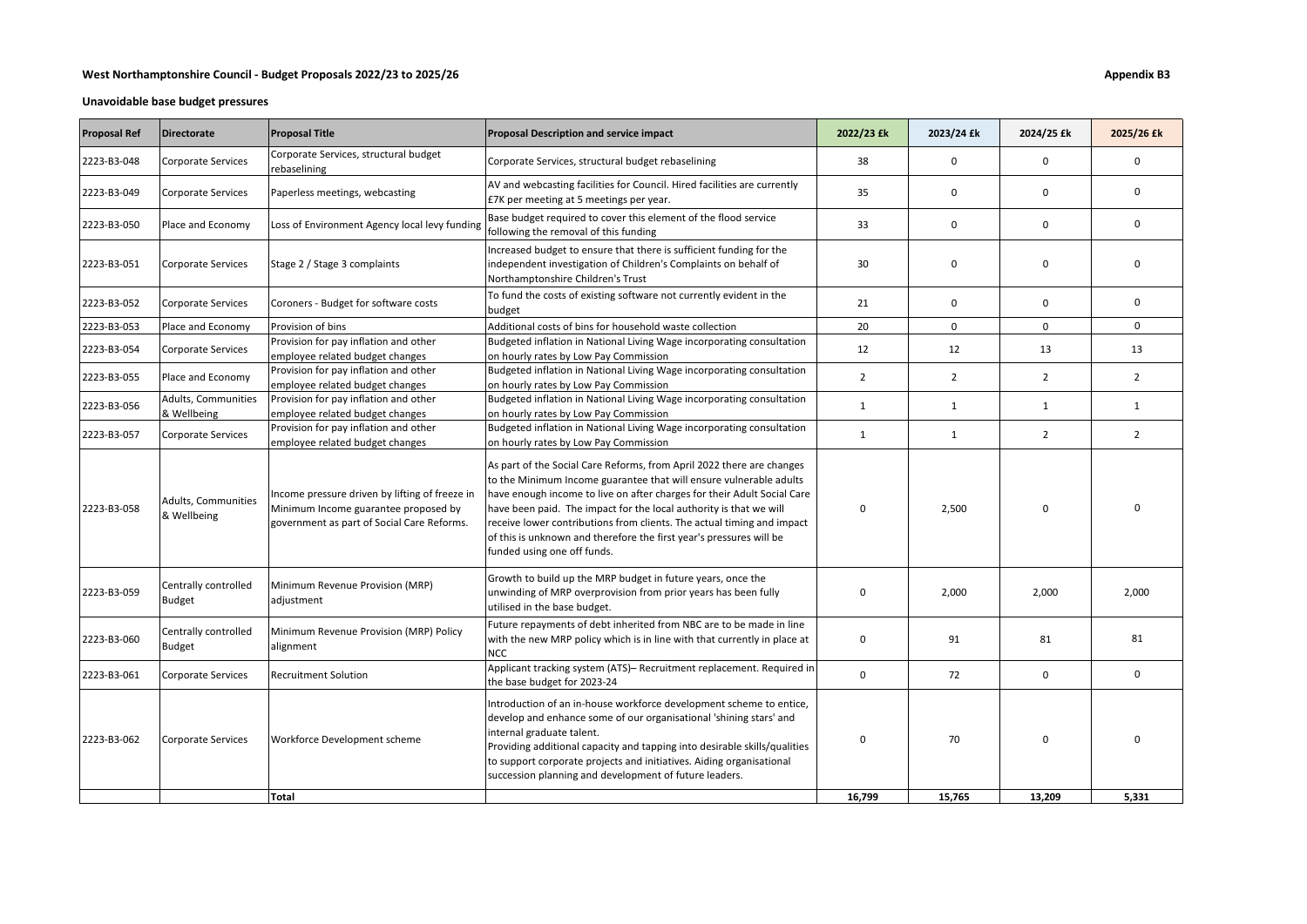**West Northamptonshire Council - Budget Proposals 2022/23 to 2025/26**

**Appendix B3**

**Unavoidable base budget pressures**

| Proposal Ref | Directorate | Proposal Title | Proposal Description and service impact | 2022/23 £k | 2023/24 £k | 2024/25 £k | 2025/26 £k |
|---|---|---|---|---|---|---|---|
| 2223-B3-048 | Corporate Services | Corporate Services, structural budget rebaselining | Corporate Services, structural budget rebaselining | 38 | 0 | 0 | 0 |
| 2223-B3-049 | Corporate Services | Paperless meetings, webcasting | AV and webcasting facilities for Council. Hired facilities are currently £7K per meeting at 5 meetings per year. | 35 | 0 | 0 | 0 |
| 2223-B3-050 | Place and Economy | Loss of Environment Agency local levy funding | Base budget required to cover this element of the flood service following the removal of this funding | 33 | 0 | 0 | 0 |
| 2223-B3-051 | Corporate Services | Stage 2 / Stage 3 complaints | Increased budget to ensure that there is sufficient funding for the independent investigation of Children's Complaints on behalf of Northamptonshire Children's Trust | 30 | 0 | 0 | 0 |
| 2223-B3-052 | Corporate Services | Coroners - Budget for software costs | To fund the costs of existing software not currently evident in the budget | 21 | 0 | 0 | 0 |
| 2223-B3-053 | Place and Economy | Provision of bins | Additional costs of bins for household waste collection | 20 | 0 | 0 | 0 |
| 2223-B3-054 | Corporate Services | Provision for pay inflation and other employee related budget changes | Budgeted inflation in National Living Wage incorporating consultation on hourly rates by Low Pay Commission | 12 | 12 | 13 | 13 |
| 2223-B3-055 | Place and Economy | Provision for pay inflation and other employee related budget changes | Budgeted inflation in National Living Wage incorporating consultation on hourly rates by Low Pay Commission | 2 | 2 | 2 | 2 |
| 2223-B3-056 | Adults, Communities & Wellbeing | Provision for pay inflation and other employee related budget changes | Budgeted inflation in National Living Wage incorporating consultation on hourly rates by Low Pay Commission | 1 | 1 | 1 | 1 |
| 2223-B3-057 | Corporate Services | Provision for pay inflation and other employee related budget changes | Budgeted inflation in National Living Wage incorporating consultation on hourly rates by Low Pay Commission | 1 | 1 | 2 | 2 |
| 2223-B3-058 | Adults, Communities & Wellbeing | Income pressure driven by lifting of freeze in Minimum Income guarantee proposed by government as part of Social Care Reforms. | As part of the Social Care Reforms, from April 2022 there are changes to the Minimum Income guarantee that will ensure vulnerable adults have enough income to live on after charges for their Adult Social Care have been paid. The impact for the local authority is that we will receive lower contributions from clients. The actual timing and impact of this is unknown and therefore the first year's pressures will be funded using one off funds. | 0 | 2,500 | 0 | 0 |
| 2223-B3-059 | Centrally controlled Budget | Minimum Revenue Provision (MRP) adjustment | Growth to build up the MRP budget in future years, once the unwinding of MRP overprovision from prior years has been fully utilised in the base budget. | 0 | 2,000 | 2,000 | 2,000 |
| 2223-B3-060 | Centrally controlled Budget | Minimum Revenue Provision (MRP) Policy alignment | Future repayments of debt inherited from NBC are to be made in line with the new MRP policy which is in line with that currently in place at NCC | 0 | 91 | 81 | 81 |
| 2223-B3-061 | Corporate Services | Recruitment Solution | Applicant tracking system (ATS)– Recruitment replacement. Required in the base budget for 2023-24 | 0 | 72 | 0 | 0 |
| 2223-B3-062 | Corporate Services | Workforce Development scheme | Introduction of an in-house workforce development scheme to entice, develop and enhance some of our organisational 'shining stars' and internal graduate talent. Providing additional capacity and tapping into desirable skills/qualities to support corporate projects and initiatives. Aiding organisational succession planning and development of future leaders. | 0 | 70 | 0 | 0 |
| | | **Total** | | **16,799** | **15,765** | **13,209** | **5,331** |